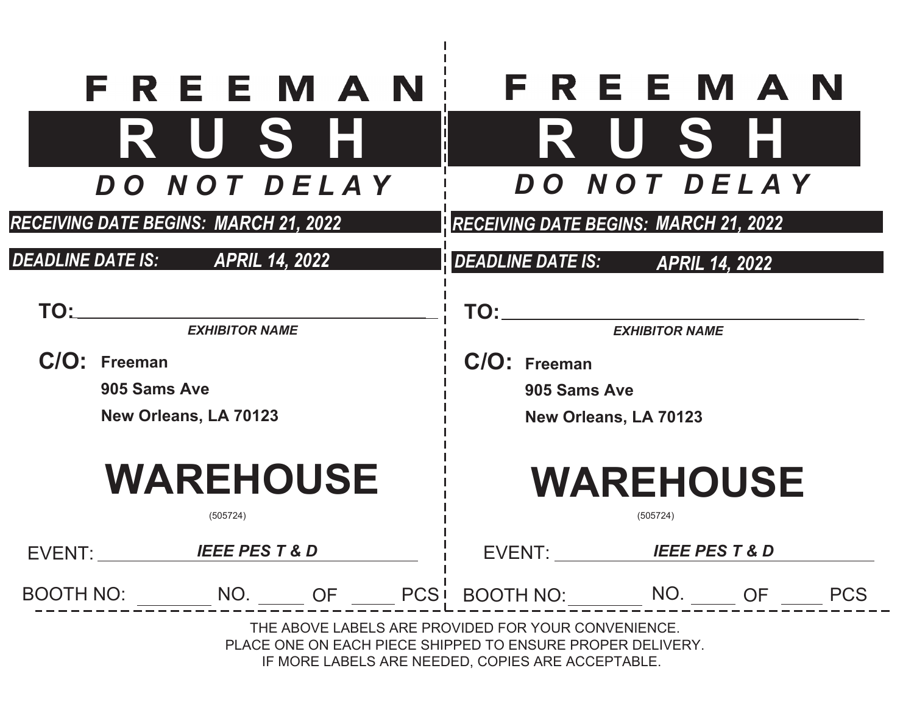# FREEMAN

# RUSH

***DO NOT DELAY***

***RECEIVING DATE BEGINS: MARCH 21, 2022***

***DEADLINE DATE IS: APRIL 14, 2022***

**TO:** ________________________________________

***EXHIBITOR NAME***

**C/O: Freeman**

**905 Sams Ave**

**New Orleans, LA 70123**

# WAREHOUSE

(505724)

EVENT: ***IEEE PES T & D***

BOOTH NO: ________ NO. _____ OF _____ PCS

---

# FREEMAN

# RUSH

***DO NOT DELAY***

***RECEIVING DATE BEGINS: MARCH 21, 2022***

***DEADLINE DATE IS: APRIL 14, 2022***

**TO:** ________________________________________

***EXHIBITOR NAME***

**C/O: Freeman**

**905 Sams Ave**

**New Orleans, LA 70123**

# WAREHOUSE

(505724)

EVENT: ***IEEE PES T & D***

BOOTH NO: ________ NO. _____ OF _____ PCS

---

THE ABOVE LABELS ARE PROVIDED FOR YOUR CONVENIENCE.
PLACE ONE ON EACH PIECE SHIPPED TO ENSURE PROPER DELIVERY.
IF MORE LABELS ARE NEEDED, COPIES ARE ACCEPTABLE.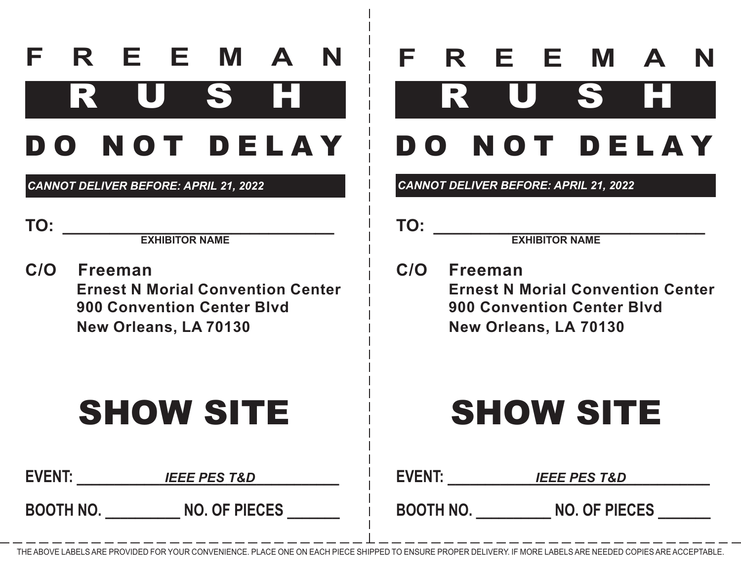# F R E E M A N

# R U S H

# D O N O T D E L A Y

***CANNOT DELIVER BEFORE: APRIL 21, 2022***

**TO:** ______________________________

**EXHIBITOR NAME**

**C/O Freeman**
**Ernest N Morial Convention Center**
**900 Convention Center Blvd**
**New Orleans, LA 70130**

# SHOW SITE

**EVENT:** ***IEEE PES T&D***

**BOOTH NO.** __________ **NO. OF PIECES** _______

---

# F R E E M A N

# R U S H

# D O N O T D E L A Y

***CANNOT DELIVER BEFORE: APRIL 21, 2022***

**TO:** ______________________________

**EXHIBITOR NAME**

**C/O Freeman**
**Ernest N Morial Convention Center**
**900 Convention Center Blvd**
**New Orleans, LA 70130**

# SHOW SITE

**EVENT:** ***IEEE PES T&D***

**BOOTH NO.** __________ **NO. OF PIECES** _______

---

THE ABOVE LABELS ARE PROVIDED FOR YOUR CONVENIENCE. PLACE ONE ON EACH PIECE SHIPPED TO ENSURE PROPER DELIVERY. IF MORE LABELS ARE NEEDED COPIES ARE ACCEPTABLE.